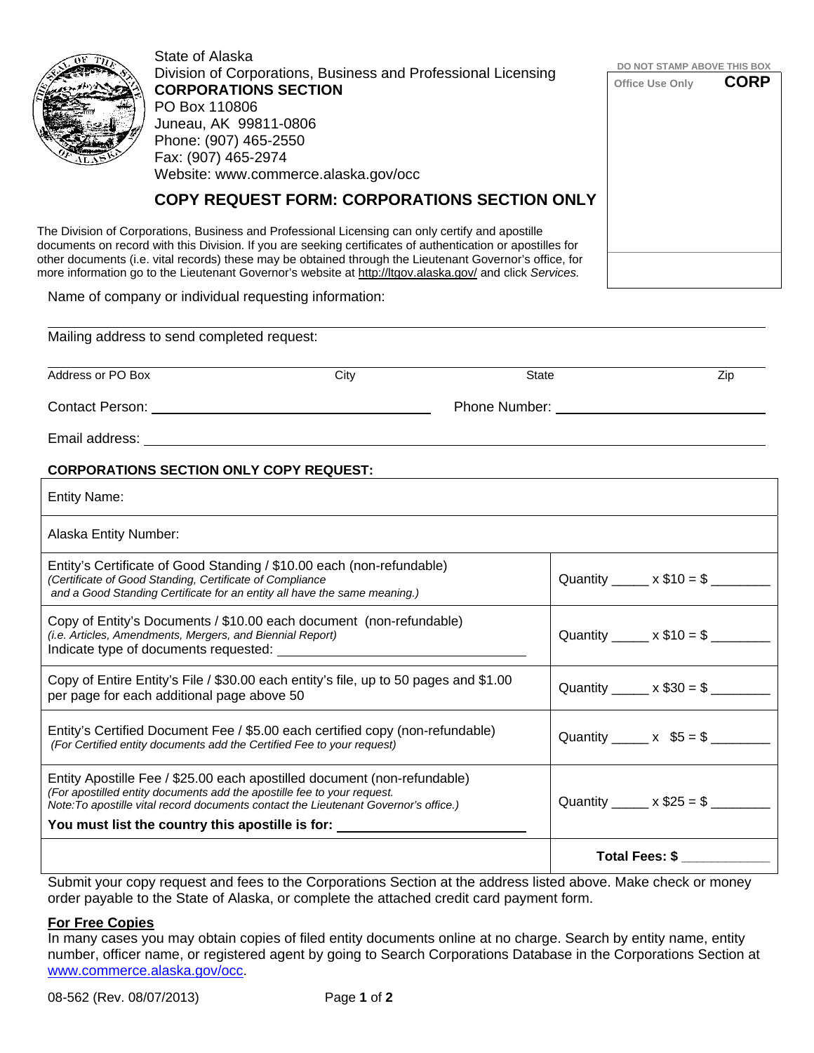State of Alaska
Division of Corporations, Business and Professional Licensing
**CORPORATIONS SECTION**
PO Box 110806
Juneau, AK 99811-0806
Phone: (907) 465-2550
Fax: (907) 465-2974
Website: www.commerce.alaska.gov/occ

DO NOT STAMP ABOVE THIS BOX
Office Use Only **CORP**

# COPY REQUEST FORM: CORPORATIONS SECTION ONLY

The Division of Corporations, Business and Professional Licensing can only certify and apostille documents on record with this Division. If you are seeking certificates of authentication or apostilles for other documents (i.e. vital records) these may be obtained through the Lieutenant Governor's office, for more information go to the Lieutenant Governor's website at http://ltgov.alaska.gov/ and click *Services.*

Name of company or individual requesting information: ______________________________

Mailing address to send completed request:

______________________________
Address or PO Box | City | State | Zip

Contact Person: ______________________ Phone Number: ______________________

Email address: ______________________________

**CORPORATIONS SECTION ONLY COPY REQUEST:**

| | |
|---|---|
| Entity Name: | |
| Alaska Entity Number: | |
| Entity's Certificate of Good Standing / $10.00 each (non-refundable)<br>*(Certificate of Good Standing, Certificate of Compliance and a Good Standing Certificate for an entity all have the same meaning.)* | Quantity _____ x $10 = $ ________ |
| Copy of Entity's Documents / $10.00 each document (non-refundable)<br>*(i.e. Articles, Amendments, Mergers, and Biennial Report)*<br>Indicate type of documents requested: ______________________ | Quantity _____ x $10 = $ ________ |
| Copy of Entire Entity's File / $30.00 each entity's file, up to 50 pages and $1.00 per page for each additional page above 50 | Quantity _____ x $30 = $ ________ |
| Entity's Certified Document Fee / $5.00 each certified copy (non-refundable)<br>*(For Certified entity documents add the Certified Fee to your request)* | Quantity _____ x $5 = $ ________ |
| Entity Apostille Fee / $25.00 each apostilled document (non-refundable)<br>*(For apostilled entity documents add the apostille fee to your request.*<br>*Note:To apostille vital record documents contact the Lieutenant Governor's office.)*<br>**You must list the country this apostille is for:** ______________________ | Quantity _____ x $25 = $ ________ |
| | **Total Fees: $** ____________ |

Submit your copy request and fees to the Corporations Section at the address listed above. Make check or money order payable to the State of Alaska, or complete the attached credit card payment form.

**For Free Copies**

In many cases you may obtain copies of filed entity documents online at no charge. Search by entity name, entity number, officer name, or registered agent by going to Search Corporations Database in the Corporations Section at www.commerce.alaska.gov/occ.

08-562 (Rev. 08/07/2013)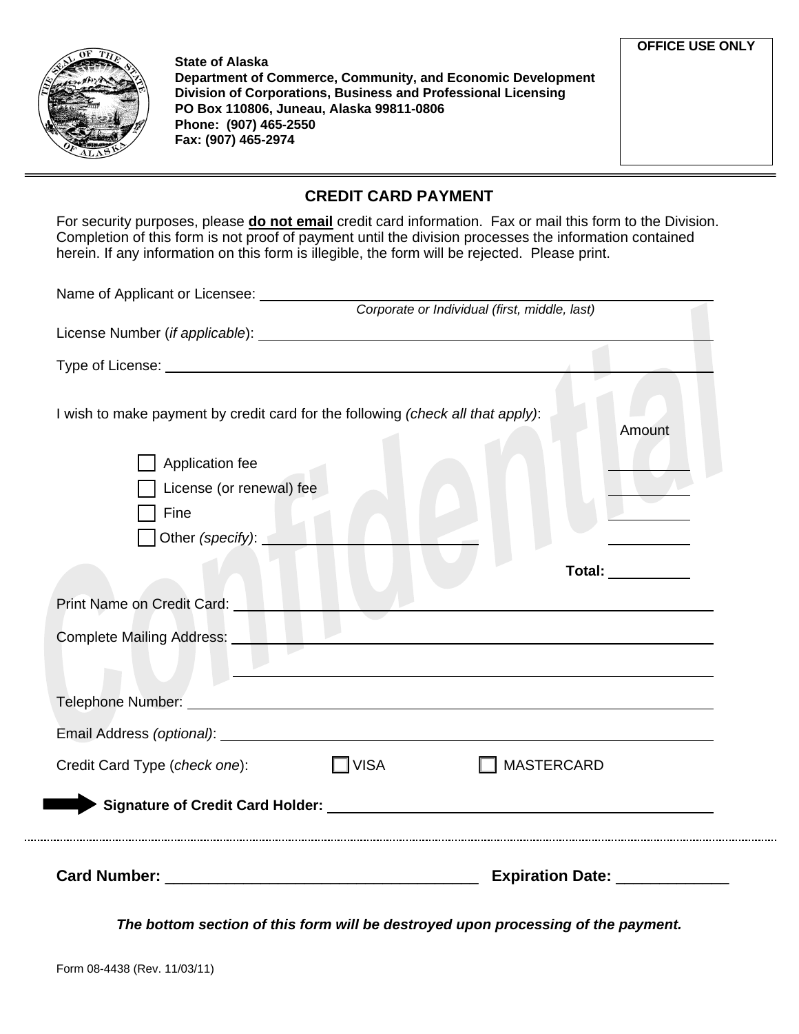State of Alaska
Department of Commerce, Community, and Economic Development
Division of Corporations, Business and Professional Licensing
PO Box 110806, Juneau, Alaska 99811-0806
Phone: (907) 465-2550
Fax: (907) 465-2974

**OFFICE USE ONLY**

## CREDIT CARD PAYMENT

For security purposes, please **do not email** credit card information. Fax or mail this form to the Division. Completion of this form is not proof of payment until the division processes the information contained herein. If any information on this form is illegible, the form will be rejected. Please print.

Name of Applicant or Licensee: ______________________________
*Corporate or Individual (first, middle, last)*

License Number (*if applicable*): ______________________________

Type of License: ______________________________

I wish to make payment by credit card for the following *(check all that apply)*:

| | Amount |
|---|---|
| ☐ Application fee | ________ |
| ☐ License (or renewal) fee | ________ |
| ☐ Fine | ________ |
| ☐ Other *(specify)*: ______________ | ________ |
| **Total:** | ________ |

Print Name on Credit Card: ______________________________

Complete Mailing Address: ______________________________

______________________________

Telephone Number: ______________________________

Email Address *(optional)*: ______________________________

Credit Card Type (*check one*): ☐ VISA ☐ MASTERCARD

**Signature of Credit Card Holder:** ______________________________

**Card Number:** ______________________________ **Expiration Date:** ____________

***The bottom section of this form will be destroyed upon processing of the payment.***

Form 08-4438 (Rev. 11/03/11)